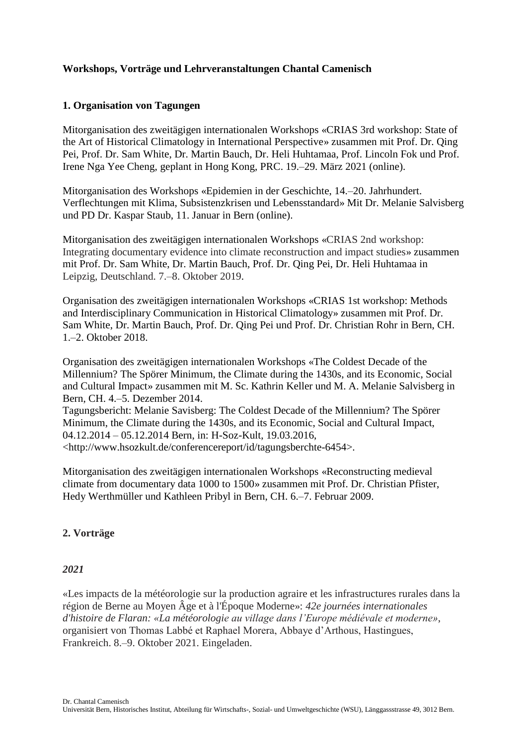**Workshops, Vorträge und Lehrveranstaltungen Chantal Camenisch**

## 1. Organisation von Tagungen

Mitorganisation des zweitägigen internationalen Workshops «CRIAS 3rd workshop: State of the Art of Historical Climatology in International Perspective» zusammen mit Prof. Dr. Qing Pei, Prof. Dr. Sam White, Dr. Martin Bauch, Dr. Heli Huhtamaa, Prof. Lincoln Fok und Prof. Irene Nga Yee Cheng, geplant in Hong Kong, PRC. 19.–29. März 2021 (online).

Mitorganisation des Workshops «Epidemien in der Geschichte, 14.–20. Jahrhundert. Verflechtungen mit Klima, Subsistenzkrisen und Lebensstandard» Mit Dr. Melanie Salvisberg und PD Dr. Kaspar Staub, 11. Januar in Bern (online).

Mitorganisation des zweitägigen internationalen Workshops «CRIAS 2nd workshop: Integrating documentary evidence into climate reconstruction and impact studies» zusammen mit Prof. Dr. Sam White, Dr. Martin Bauch, Prof. Dr. Qing Pei, Dr. Heli Huhtamaa in Leipzig, Deutschland. 7.–8. Oktober 2019.

Organisation des zweitägigen internationalen Workshops «CRIAS 1st workshop: Methods and Interdisciplinary Communication in Historical Climatology» zusammen mit Prof. Dr. Sam White, Dr. Martin Bauch, Prof. Dr. Qing Pei und Prof. Dr. Christian Rohr in Bern, CH. 1.–2. Oktober 2018.

Organisation des zweitägigen internationalen Workshops «The Coldest Decade of the Millennium? The Spörer Minimum, the Climate during the 1430s, and its Economic, Social and Cultural Impact» zusammen mit M. Sc. Kathrin Keller und M. A. Melanie Salvisberg in Bern, CH. 4.–5. Dezember 2014.
Tagungsbericht: Melanie Savisberg: The Coldest Decade of the Millennium? The Spörer Minimum, the Climate during the 1430s, and its Economic, Social and Cultural Impact, 04.12.2014 – 05.12.2014 Bern, in: H-Soz-Kult, 19.03.2016, <http://www.hsozkult.de/conferencereport/id/tagungsberchte-6454>.

Mitorganisation des zweitägigen internationalen Workshops «Reconstructing medieval climate from documentary data 1000 to 1500» zusammen mit Prof. Dr. Christian Pfister, Hedy Werthmüller und Kathleen Pribyl in Bern, CH. 6.–7. Februar 2009.

## 2. Vorträge

### *2021*

«Les impacts de la météorologie sur la production agraire et les infrastructures rurales dans la région de Berne au Moyen Âge et à l'Époque Moderne»: *42e journées internationales d'histoire de Flaran: «La météorologie au village dans l'Europe médiévale et moderne»*, organisiert von Thomas Labbé et Raphael Morera, Abbaye d'Arthous, Hastingues, Frankreich. 8.–9. Oktober 2021. Eingeladen.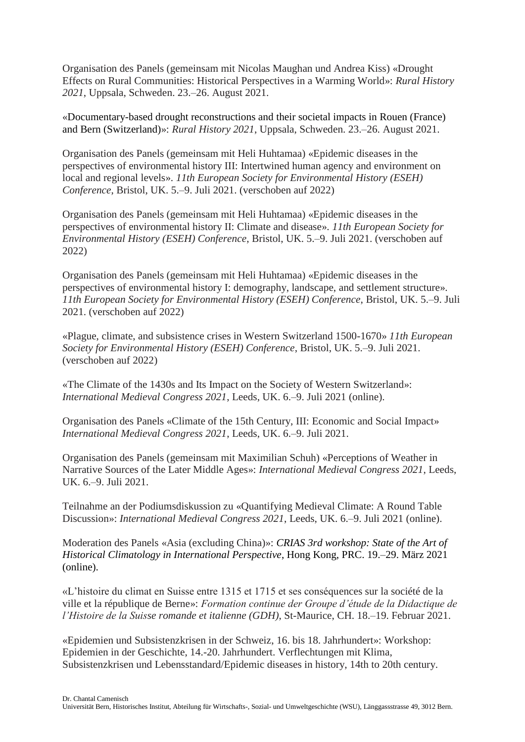Organisation des Panels (gemeinsam mit Nicolas Maughan und Andrea Kiss) «Drought Effects on Rural Communities: Historical Perspectives in a Warming World»: *Rural History 2021*, Uppsala, Schweden. 23.–26. August 2021.

«Documentary-based drought reconstructions and their societal impacts in Rouen (France) and Bern (Switzerland)»: *Rural History 2021*, Uppsala, Schweden. 23.–26. August 2021.

Organisation des Panels (gemeinsam mit Heli Huhtamaa) «Epidemic diseases in the perspectives of environmental history III: Intertwined human agency and environment on local and regional levels». *11th European Society for Environmental History (ESEH) Conference*, Bristol, UK. 5.–9. Juli 2021. (verschoben auf 2022)

Organisation des Panels (gemeinsam mit Heli Huhtamaa) «Epidemic diseases in the perspectives of environmental history II: Climate and disease». *11th European Society for Environmental History (ESEH) Conference*, Bristol, UK. 5.–9. Juli 2021. (verschoben auf 2022)

Organisation des Panels (gemeinsam mit Heli Huhtamaa) «Epidemic diseases in the perspectives of environmental history I: demography, landscape, and settlement structure». *11th European Society for Environmental History (ESEH) Conference*, Bristol, UK. 5.–9. Juli 2021. (verschoben auf 2022)

«Plague, climate, and subsistence crises in Western Switzerland 1500-1670» *11th European Society for Environmental History (ESEH) Conference*, Bristol, UK. 5.–9. Juli 2021. (verschoben auf 2022)

«The Climate of the 1430s and Its Impact on the Society of Western Switzerland»: *International Medieval Congress 2021*, Leeds, UK. 6.–9. Juli 2021 (online).

Organisation des Panels «Climate of the 15th Century, III: Economic and Social Impact» *International Medieval Congress 2021*, Leeds, UK. 6.–9. Juli 2021.

Organisation des Panels (gemeinsam mit Maximilian Schuh) «Perceptions of Weather in Narrative Sources of the Later Middle Ages»: *International Medieval Congress 2021*, Leeds, UK. 6.–9. Juli 2021.

Teilnahme an der Podiumsdiskussion zu «Quantifying Medieval Climate: A Round Table Discussion»: *International Medieval Congress 2021*, Leeds, UK. 6.–9. Juli 2021 (online).

Moderation des Panels «Asia (excluding China)»: *CRIAS 3rd workshop: State of the Art of Historical Climatology in International Perspective*, Hong Kong, PRC. 19.–29. März 2021 (online).

«L'histoire du climat en Suisse entre 1315 et 1715 et ses conséquences sur la société de la ville et la république de Berne»: *Formation continue der Groupe d'étude de la Didactique de l'Histoire de la Suisse romande et italienne (GDH)*, St-Maurice, CH. 18.–19. Februar 2021.

«Epidemien und Subsistenzkrisen in der Schweiz, 16. bis 18. Jahrhundert»: Workshop: Epidemien in der Geschichte, 14.-20. Jahrhundert. Verflechtungen mit Klima, Subsistenzkrisen und Lebensstandard/Epidemic diseases in history, 14th to 20th century.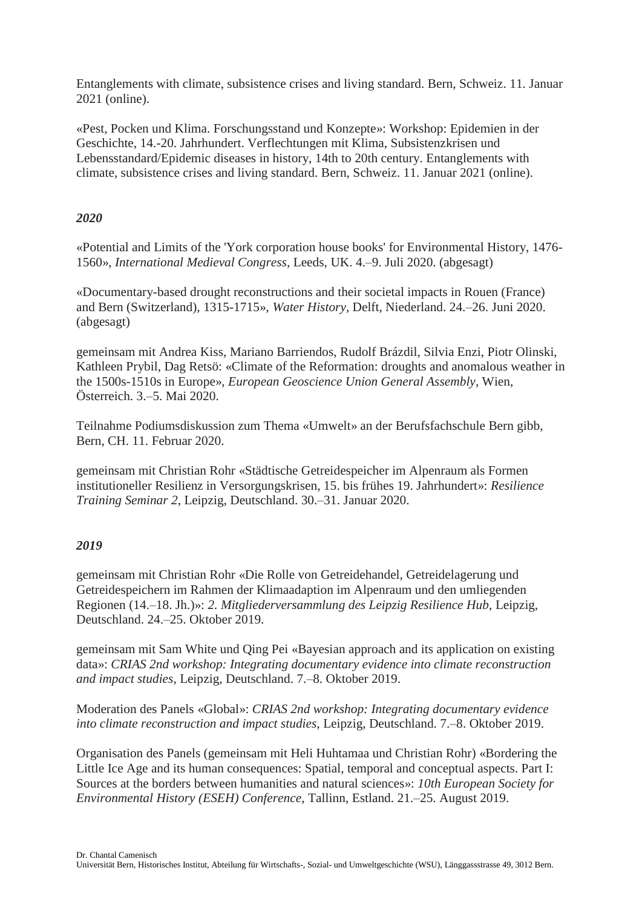Entanglements with climate, subsistence crises and living standard. Bern, Schweiz. 11. Januar 2021 (online).

«Pest, Pocken und Klima. Forschungsstand und Konzepte»: Workshop: Epidemien in der Geschichte, 14.-20. Jahrhundert. Verflechtungen mit Klima, Subsistenzkrisen und Lebensstandard/Epidemic diseases in history, 14th to 20th century. Entanglements with climate, subsistence crises and living standard. Bern, Schweiz. 11. Januar 2021 (online).

***2020***

«Potential and Limits of the 'York corporation house books' for Environmental History, 1476-1560», *International Medieval Congress*, Leeds, UK. 4.–9. Juli 2020. (abgesagt)

«Documentary-based drought reconstructions and their societal impacts in Rouen (France) and Bern (Switzerland), 1315-1715», *Water History*, Delft, Niederland. 24.–26. Juni 2020. (abgesagt)

gemeinsam mit Andrea Kiss, Mariano Barriendos, Rudolf Brázdil, Silvia Enzi, Piotr Olinski, Kathleen Prybil, Dag Retsö: «Climate of the Reformation: droughts and anomalous weather in the 1500s-1510s in Europe», *European Geoscience Union General Assembly*, Wien, Österreich. 3.–5. Mai 2020.

Teilnahme Podiumsdiskussion zum Thema «Umwelt» an der Berufsfachschule Bern gibb, Bern, CH. 11. Februar 2020.

gemeinsam mit Christian Rohr «Städtische Getreidespeicher im Alpenraum als Formen institutioneller Resilienz in Versorgungskrisen, 15. bis frühes 19. Jahrhundert»: *Resilience Training Seminar 2*, Leipzig, Deutschland. 30.–31. Januar 2020.

***2019***

gemeinsam mit Christian Rohr «Die Rolle von Getreidehandel, Getreidelagerung und Getreidespeichern im Rahmen der Klimaadaption im Alpenraum und den umliegenden Regionen (14.–18. Jh.)»: *2. Mitgliederversammlung des Leipzig Resilience Hub*, Leipzig, Deutschland. 24.–25. Oktober 2019.

gemeinsam mit Sam White und Qing Pei «Bayesian approach and its application on existing data»: *CRIAS 2nd workshop: Integrating documentary evidence into climate reconstruction and impact studies*, Leipzig, Deutschland. 7.–8. Oktober 2019.

Moderation des Panels «Global»: *CRIAS 2nd workshop: Integrating documentary evidence into climate reconstruction and impact studies*, Leipzig, Deutschland. 7.–8. Oktober 2019.

Organisation des Panels (gemeinsam mit Heli Huhtamaa und Christian Rohr) «Bordering the Little Ice Age and its human consequences: Spatial, temporal and conceptual aspects. Part I: Sources at the borders between humanities and natural sciences»: *10th European Society for Environmental History (ESEH) Conference*, Tallinn, Estland. 21.–25. August 2019.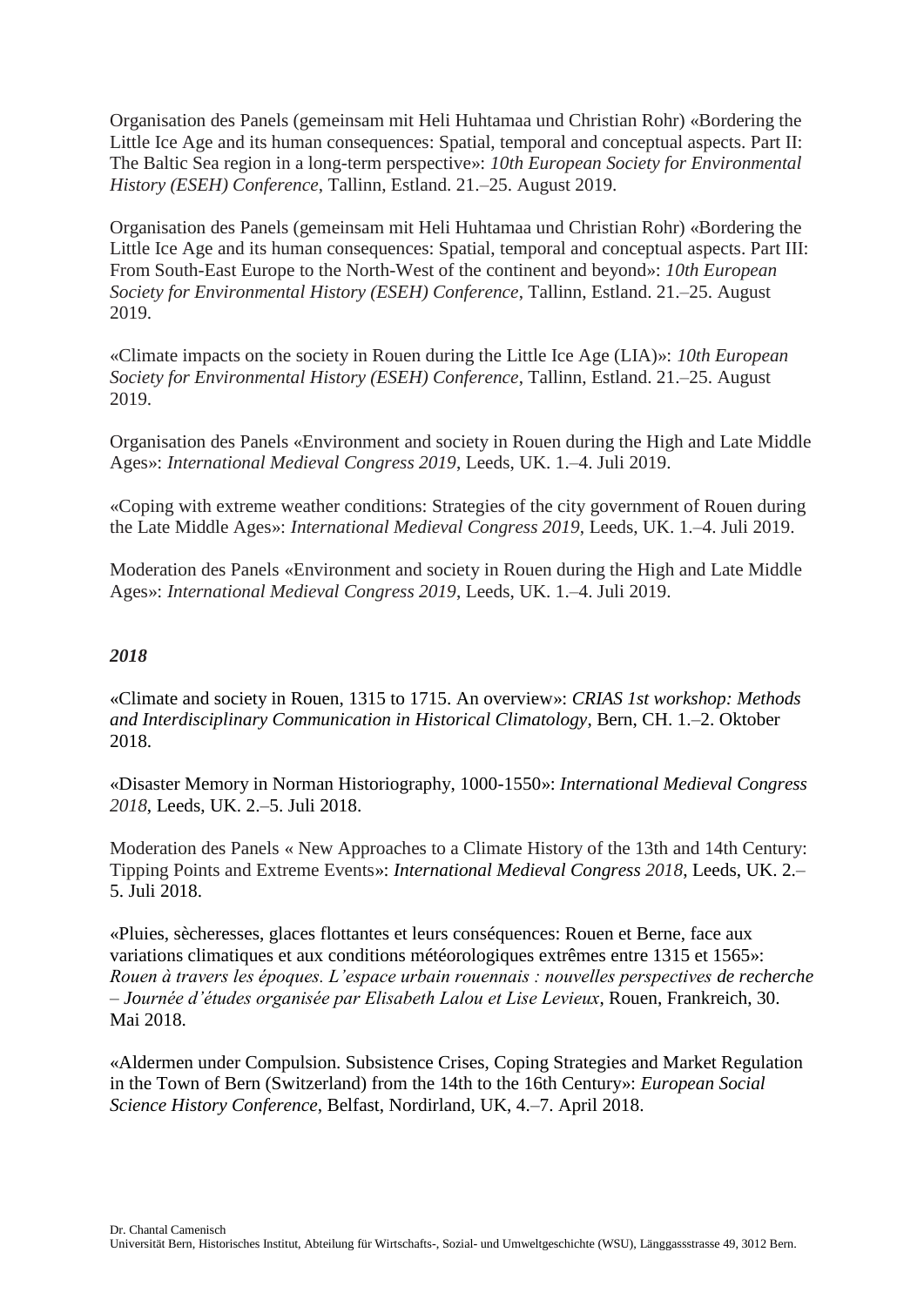Organisation des Panels (gemeinsam mit Heli Huhtamaa und Christian Rohr) «Bordering the Little Ice Age and its human consequences: Spatial, temporal and conceptual aspects. Part II: The Baltic Sea region in a long-term perspective»: *10th European Society for Environmental History (ESEH) Conference*, Tallinn, Estland. 21.–25. August 2019.

Organisation des Panels (gemeinsam mit Heli Huhtamaa und Christian Rohr) «Bordering the Little Ice Age and its human consequences: Spatial, temporal and conceptual aspects. Part III: From South-East Europe to the North-West of the continent and beyond»: *10th European Society for Environmental History (ESEH) Conference*, Tallinn, Estland. 21.–25. August 2019.

«Climate impacts on the society in Rouen during the Little Ice Age (LIA)»: *10th European Society for Environmental History (ESEH) Conference*, Tallinn, Estland. 21.–25. August 2019.

Organisation des Panels «Environment and society in Rouen during the High and Late Middle Ages»: *International Medieval Congress 2019*, Leeds, UK. 1.–4. Juli 2019.

«Coping with extreme weather conditions: Strategies of the city government of Rouen during the Late Middle Ages»: *International Medieval Congress 2019*, Leeds, UK. 1.–4. Juli 2019.

Moderation des Panels «Environment and society in Rouen during the High and Late Middle Ages»: *International Medieval Congress 2019*, Leeds, UK. 1.–4. Juli 2019.

### *2018*

«Climate and society in Rouen, 1315 to 1715. An overview»: *CRIAS 1st workshop: Methods and Interdisciplinary Communication in Historical Climatology*, Bern, CH. 1.–2. Oktober 2018.

«Disaster Memory in Norman Historiography, 1000-1550»: *International Medieval Congress 2018*, Leeds, UK. 2.–5. Juli 2018.

Moderation des Panels « New Approaches to a Climate History of the 13th and 14th Century: Tipping Points and Extreme Events»: *International Medieval Congress 2018*, Leeds, UK. 2.–5. Juli 2018.

«Pluies, sècheresses, glaces flottantes et leurs conséquences: Rouen et Berne, face aux variations climatiques et aux conditions météorologiques extrêmes entre 1315 et 1565»: *Rouen à travers les époques. L'espace urbain rouennais : nouvelles perspectives de recherche – Journée d'études organisée par Elisabeth Lalou et Lise Levieux*, Rouen, Frankreich, 30. Mai 2018.

«Aldermen under Compulsion. Subsistence Crises, Coping Strategies and Market Regulation in the Town of Bern (Switzerland) from the 14th to the 16th Century»: *European Social Science History Conference*, Belfast, Nordirland, UK, 4.–7. April 2018.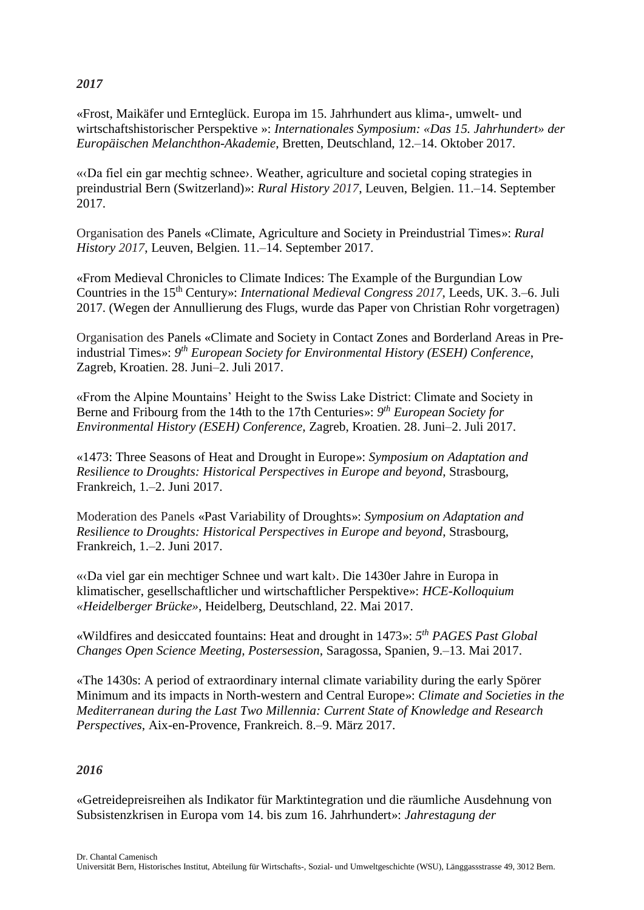*2017*

«Frost, Maikäfer und Ernteglück. Europa im 15. Jahrhundert aus klima-, umwelt- und wirtschaftshistorischer Perspektive »: *Internationales Symposium: «Das 15. Jahrhundert» der Europäischen Melanchthon-Akademie*, Bretten, Deutschland, 12.–14. Oktober 2017.

«‹Da fiel ein gar mechtig schnee›. Weather, agriculture and societal coping strategies in preindustrial Bern (Switzerland)»: *Rural History 2017*, Leuven, Belgien. 11.–14. September 2017.

Organisation des Panels «Climate, Agriculture and Society in Preindustrial Times»: *Rural History 2017*, Leuven, Belgien. 11.–14. September 2017.

«From Medieval Chronicles to Climate Indices: The Example of the Burgundian Low Countries in the 15th Century»: *International Medieval Congress 2017*, Leeds, UK. 3.–6. Juli 2017. (Wegen der Annullierung des Flugs, wurde das Paper von Christian Rohr vorgetragen)

Organisation des Panels «Climate and Society in Contact Zones and Borderland Areas in Pre-industrial Times»: *9th European Society for Environmental History (ESEH) Conference*, Zagreb, Kroatien. 28. Juni–2. Juli 2017.

«From the Alpine Mountains' Height to the Swiss Lake District: Climate and Society in Berne and Fribourg from the 14th to the 17th Centuries»: *9th European Society for Environmental History (ESEH) Conference*, Zagreb, Kroatien. 28. Juni–2. Juli 2017.

«1473: Three Seasons of Heat and Drought in Europe»: *Symposium on Adaptation and Resilience to Droughts: Historical Perspectives in Europe and beyond*, Strasbourg, Frankreich, 1.–2. Juni 2017.

Moderation des Panels «Past Variability of Droughts»: *Symposium on Adaptation and Resilience to Droughts: Historical Perspectives in Europe and beyond*, Strasbourg, Frankreich, 1.–2. Juni 2017.

«‹Da viel gar ein mechtiger Schnee und wart kalt›. Die 1430er Jahre in Europa in klimatischer, gesellschaftlicher und wirtschaftlicher Perspektive»: *HCE-Kolloquium «Heidelberger Brücke»*, Heidelberg, Deutschland, 22. Mai 2017.

«Wildfires and desiccated fountains: Heat and drought in 1473»: *5th PAGES Past Global Changes Open Science Meeting, Postersession*, Saragossa, Spanien, 9.–13. Mai 2017.

«The 1430s: A period of extraordinary internal climate variability during the early Spörer Minimum and its impacts in North-western and Central Europe»: *Climate and Societies in the Mediterranean during the Last Two Millennia: Current State of Knowledge and Research Perspectives*, Aix-en-Provence, Frankreich. 8.–9. März 2017.

*2016*

«Getreidepreisreihen als Indikator für Marktintegration und die räumliche Ausdehnung von Subsistenzkrisen in Europa vom 14. bis zum 16. Jahrhundert»: *Jahrestagung der*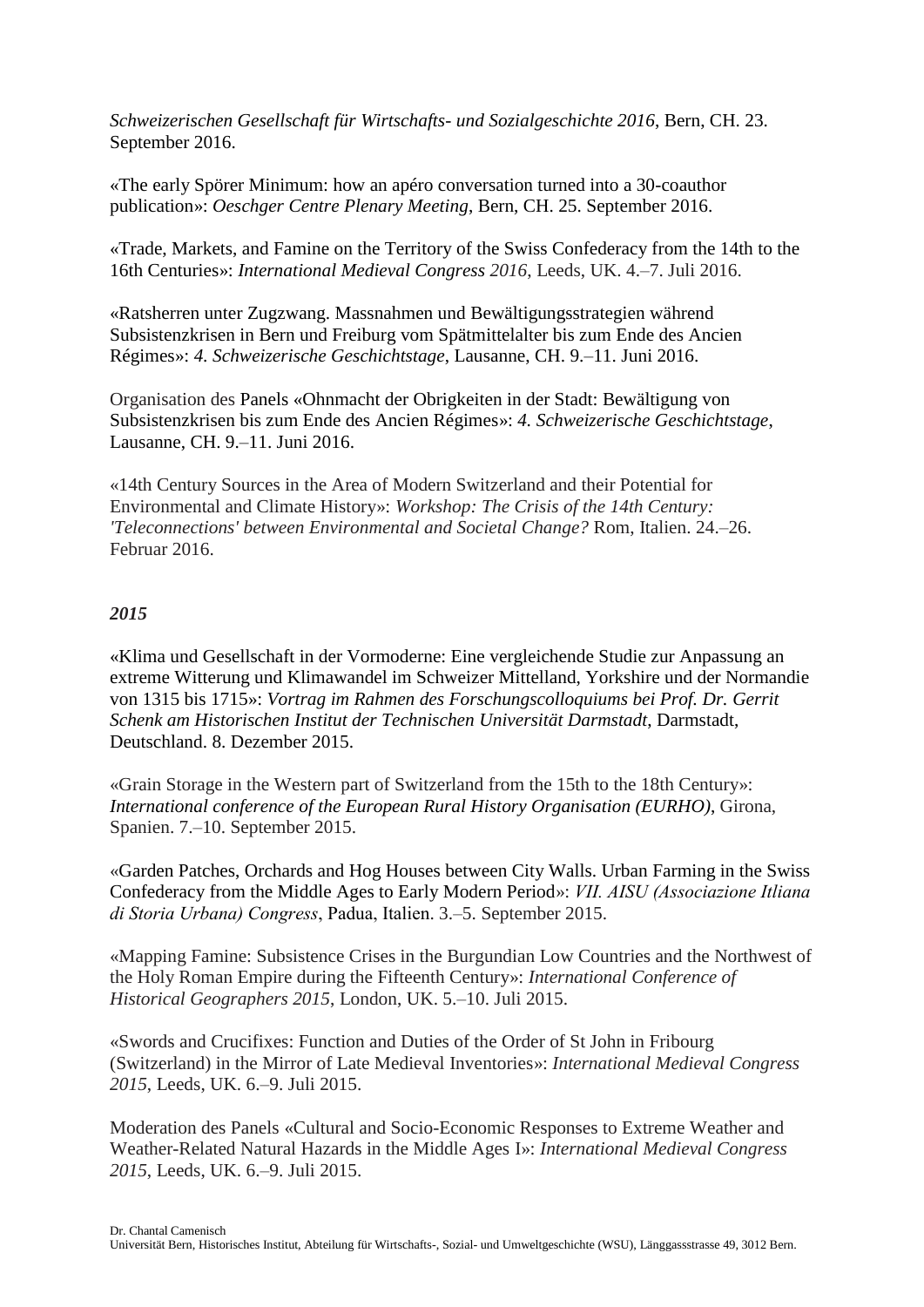*Schweizerischen Gesellschaft für Wirtschafts- und Sozialgeschichte 2016*, Bern, CH. 23. September 2016.

«The early Spörer Minimum: how an apéro conversation turned into a 30-coauthor publication»: *Oeschger Centre Plenary Meeting*, Bern, CH. 25. September 2016.

«Trade, Markets, and Famine on the Territory of the Swiss Confederacy from the 14th to the 16th Centuries»: *International Medieval Congress 2016*, Leeds, UK. 4.–7. Juli 2016.

«Ratsherren unter Zugzwang. Massnahmen und Bewältigungsstrategien während Subsistenzkrisen in Bern und Freiburg vom Spätmittelalter bis zum Ende des Ancien Régimes»: *4. Schweizerische Geschichtstage*, Lausanne, CH. 9.–11. Juni 2016.

Organisation des Panels «Ohnmacht der Obrigkeiten in der Stadt: Bewältigung von Subsistenzkrisen bis zum Ende des Ancien Régimes»: *4. Schweizerische Geschichtstage*, Lausanne, CH. 9.–11. Juni 2016.

«14th Century Sources in the Area of Modern Switzerland and their Potential for Environmental and Climate History»: *Workshop: The Crisis of the 14th Century: 'Teleconnections' between Environmental and Societal Change?* Rom, Italien. 24.–26. Februar 2016.

***2015***

«Klima und Gesellschaft in der Vormoderne: Eine vergleichende Studie zur Anpassung an extreme Witterung und Klimawandel im Schweizer Mittelland, Yorkshire und der Normandie von 1315 bis 1715»: *Vortrag im Rahmen des Forschungscolloquiums bei Prof. Dr. Gerrit Schenk am Historischen Institut der Technischen Universität Darmstadt*, Darmstadt, Deutschland. 8. Dezember 2015.

«Grain Storage in the Western part of Switzerland from the 15th to the 18th Century»: *International conference of the European Rural History Organisation (EURHO)*, Girona, Spanien. 7.–10. September 2015.

«Garden Patches, Orchards and Hog Houses between City Walls. Urban Farming in the Swiss Confederacy from the Middle Ages to Early Modern Period»: *VII. AISU (Associazione Itliana di Storia Urbana) Congress*, Padua, Italien. 3.–5. September 2015.

«Mapping Famine: Subsistence Crises in the Burgundian Low Countries and the Northwest of the Holy Roman Empire during the Fifteenth Century»: *International Conference of Historical Geographers 2015*, London, UK. 5.–10. Juli 2015.

«Swords and Crucifixes: Function and Duties of the Order of St John in Fribourg (Switzerland) in the Mirror of Late Medieval Inventories»: *International Medieval Congress 2015*, Leeds, UK. 6.–9. Juli 2015.

Moderation des Panels «Cultural and Socio-Economic Responses to Extreme Weather and Weather-Related Natural Hazards in the Middle Ages I»: *International Medieval Congress 2015*, Leeds, UK. 6.–9. Juli 2015.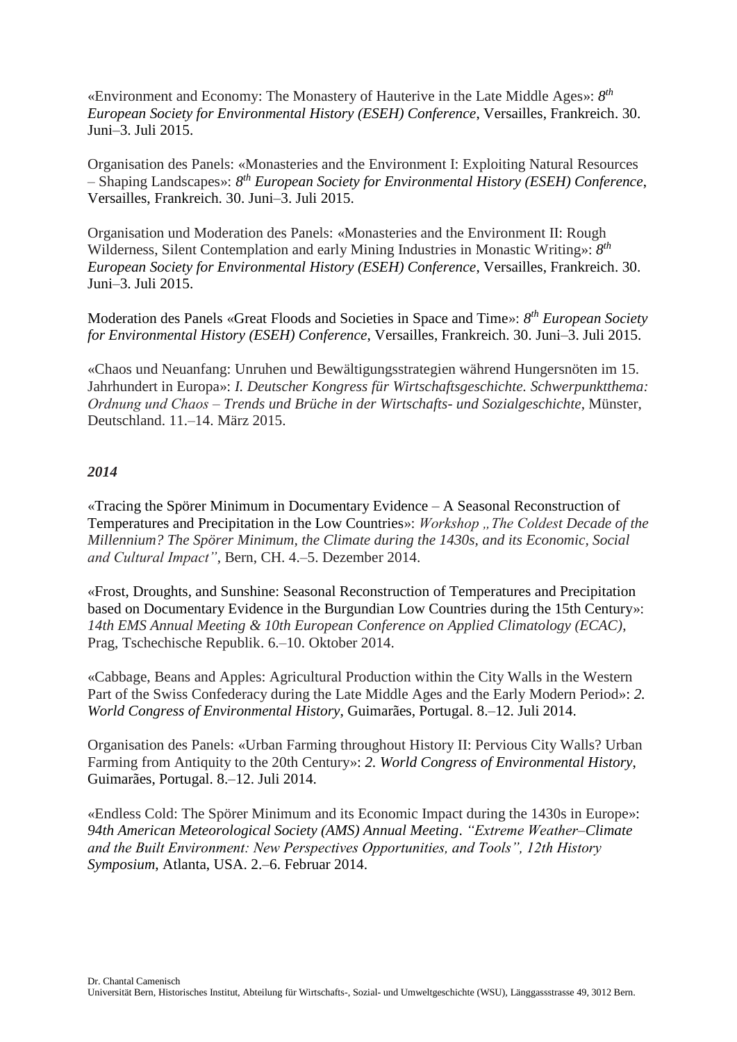«Environment and Economy: The Monastery of Hauterive in the Late Middle Ages»: *8th European Society for Environmental History (ESEH) Conference*, Versailles, Frankreich. 30. Juni–3. Juli 2015.

Organisation des Panels: «Monasteries and the Environment I: Exploiting Natural Resources – Shaping Landscapes»: *8th European Society for Environmental History (ESEH) Conference*, Versailles, Frankreich. 30. Juni–3. Juli 2015.

Organisation und Moderation des Panels: «Monasteries and the Environment II: Rough Wilderness, Silent Contemplation and early Mining Industries in Monastic Writing»: *8th European Society for Environmental History (ESEH) Conference*, Versailles, Frankreich. 30. Juni–3. Juli 2015.

Moderation des Panels «Great Floods and Societies in Space and Time»: *8th European Society for Environmental History (ESEH) Conference*, Versailles, Frankreich. 30. Juni–3. Juli 2015.

«Chaos und Neuanfang: Unruhen und Bewältigungsstrategien während Hungersnöten im 15. Jahrhundert in Europa»: *I. Deutscher Kongress für Wirtschaftsgeschichte. Schwerpunktthema: Ordnung und Chaos – Trends und Brüche in der Wirtschafts- und Sozialgeschichte*, Münster, Deutschland. 11.–14. März 2015.

### *2014*

«Tracing the Spörer Minimum in Documentary Evidence – A Seasonal Reconstruction of Temperatures and Precipitation in the Low Countries»: *Workshop „The Coldest Decade of the Millennium? The Spörer Minimum, the Climate during the 1430s, and its Economic, Social and Cultural Impact"*, Bern, CH. 4.–5. Dezember 2014.

«Frost, Droughts, and Sunshine: Seasonal Reconstruction of Temperatures and Precipitation based on Documentary Evidence in the Burgundian Low Countries during the 15th Century»: *14th EMS Annual Meeting & 10th European Conference on Applied Climatology (ECAC)*, Prag, Tschechische Republik. 6.–10. Oktober 2014.

«Cabbage, Beans and Apples: Agricultural Production within the City Walls in the Western Part of the Swiss Confederacy during the Late Middle Ages and the Early Modern Period»: *2. World Congress of Environmental History*, Guimarães, Portugal. 8.–12. Juli 2014.

Organisation des Panels: «Urban Farming throughout History II: Pervious City Walls? Urban Farming from Antiquity to the 20th Century»: *2. World Congress of Environmental History*, Guimarães, Portugal. 8.–12. Juli 2014.

«Endless Cold: The Spörer Minimum and its Economic Impact during the 1430s in Europe»: *94th American Meteorological Society (AMS) Annual Meeting. "Extreme Weather–Climate and the Built Environment: New Perspectives Opportunities, and Tools", 12th History Symposium*, Atlanta, USA. 2.–6. Februar 2014.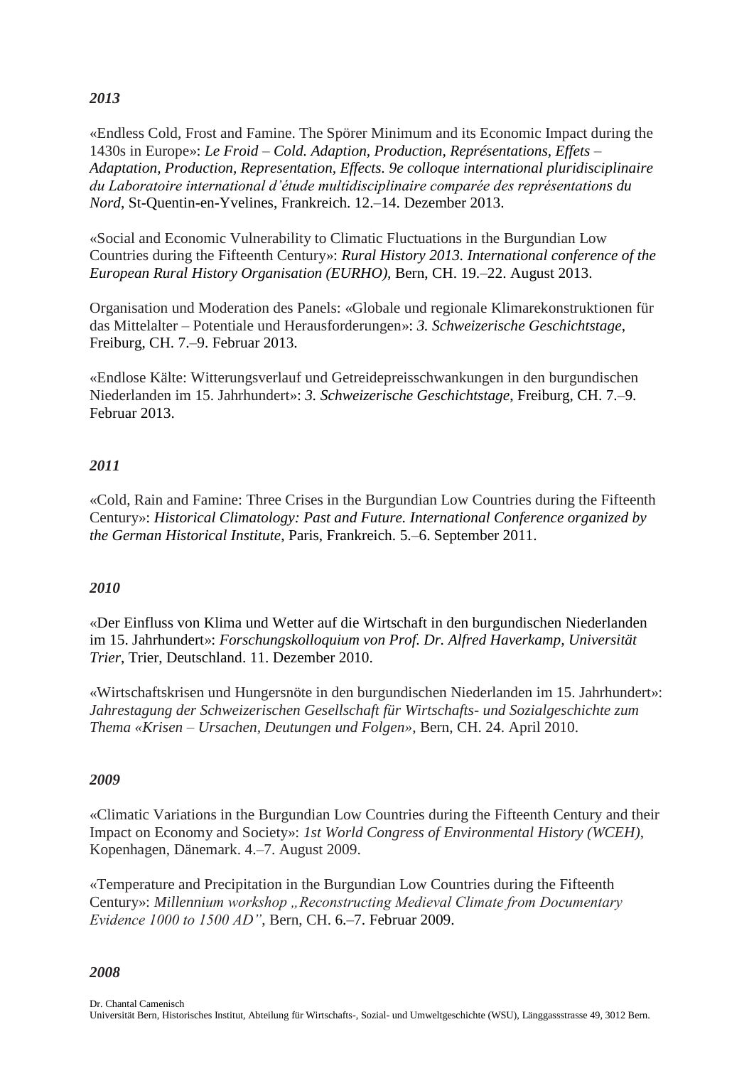*2013*

«Endless Cold, Frost and Famine. The Spörer Minimum and its Economic Impact during the 1430s in Europe»: *Le Froid – Cold. Adaption, Production, Représentations, Effets – Adaptation, Production, Representation, Effects. 9e colloque international pluridisciplinaire du Laboratoire international d'étude multidisciplinaire comparée des représentations du Nord*, St-Quentin-en-Yvelines, Frankreich. 12.–14. Dezember 2013.

«Social and Economic Vulnerability to Climatic Fluctuations in the Burgundian Low Countries during the Fifteenth Century»: *Rural History 2013. International conference of the European Rural History Organisation (EURHO)*, Bern, CH. 19.–22. August 2013.

Organisation und Moderation des Panels: «Globale und regionale Klimarekonstruktionen für das Mittelalter – Potentiale und Herausforderungen»: *3. Schweizerische Geschichtstage*, Freiburg, CH. 7.–9. Februar 2013.

«Endlose Kälte: Witterungsverlauf und Getreidepreisschwankungen in den burgundischen Niederlanden im 15. Jahrhundert»: *3. Schweizerische Geschichtstage*, Freiburg, CH. 7.–9. Februar 2013.

*2011*

«Cold, Rain and Famine: Three Crises in the Burgundian Low Countries during the Fifteenth Century»: *Historical Climatology: Past and Future. International Conference organized by the German Historical Institute*, Paris, Frankreich. 5.–6. September 2011.

*2010*

«Der Einfluss von Klima und Wetter auf die Wirtschaft in den burgundischen Niederlanden im 15. Jahrhundert»: *Forschungskolloquium von Prof. Dr. Alfred Haverkamp, Universität Trier*, Trier, Deutschland. 11. Dezember 2010.

«Wirtschaftskrisen und Hungersnöte in den burgundischen Niederlanden im 15. Jahrhundert»: *Jahrestagung der Schweizerischen Gesellschaft für Wirtschafts- und Sozialgeschichte zum Thema «Krisen – Ursachen, Deutungen und Folgen»*, Bern, CH. 24. April 2010.

*2009*

«Climatic Variations in the Burgundian Low Countries during the Fifteenth Century and their Impact on Economy and Society»: *1st World Congress of Environmental History (WCEH)*, Kopenhagen, Dänemark. 4.–7. August 2009.

«Temperature and Precipitation in the Burgundian Low Countries during the Fifteenth Century»: *Millennium workshop „Reconstructing Medieval Climate from Documentary Evidence 1000 to 1500 AD"*, Bern, CH. 6.–7. Februar 2009.

*2008*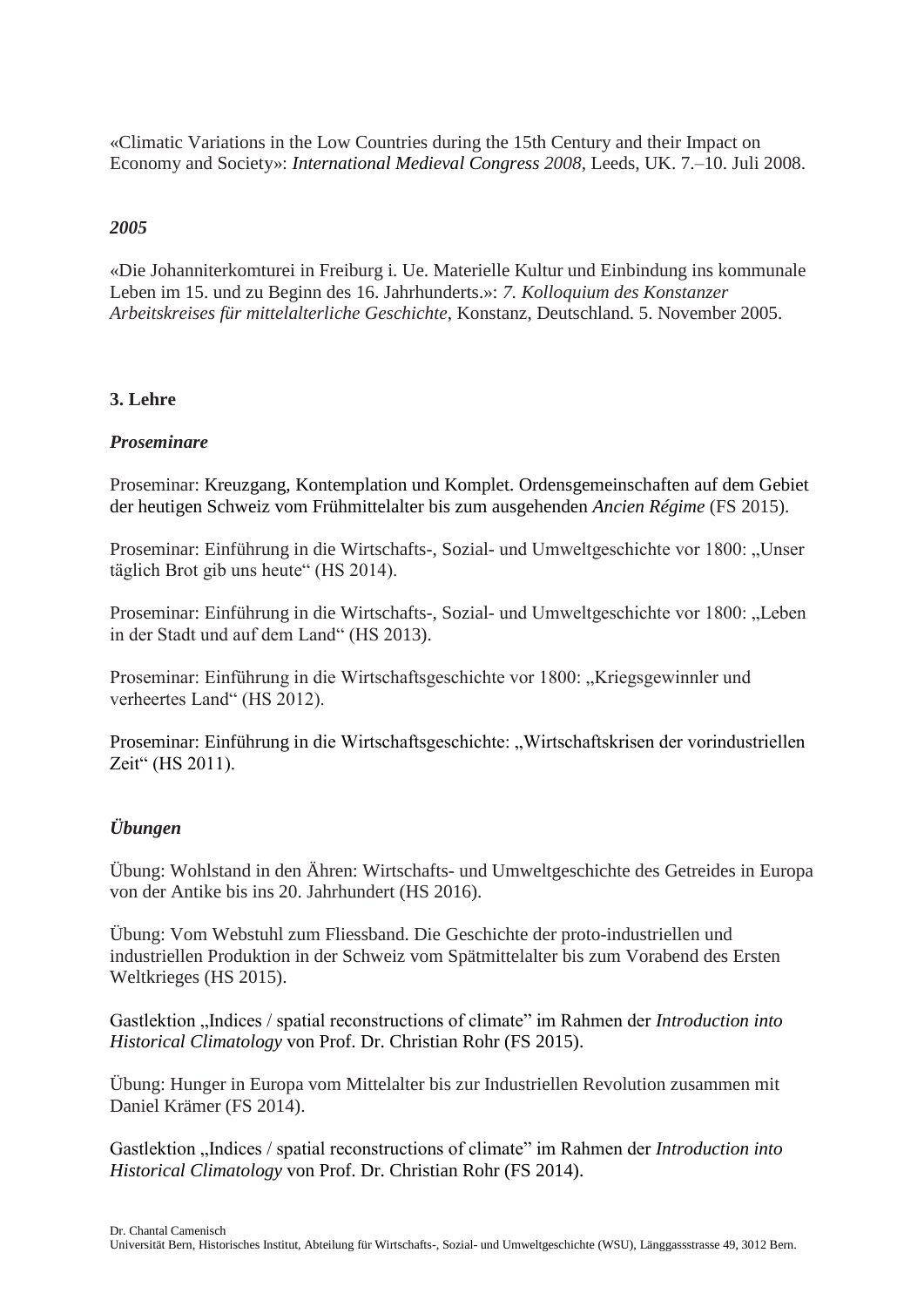«Climatic Variations in the Low Countries during the 15th Century and their Impact on Economy and Society»: *International Medieval Congress 2008*, Leeds, UK. 7.–10. Juli 2008.

***2005***

«Die Johanniterkomturei in Freiburg i. Ue. Materielle Kultur und Einbindung ins kommunale Leben im 15. und zu Beginn des 16. Jahrhunderts.»: *7. Kolloquium des Konstanzer Arbeitskreises für mittelalterliche Geschichte*, Konstanz, Deutschland. 5. November 2005.

## 3. Lehre

### *Proseminare*

Proseminar: Kreuzgang, Kontemplation und Komplet. Ordensgemeinschaften auf dem Gebiet der heutigen Schweiz vom Frühmittelalter bis zum ausgehenden *Ancien Régime* (FS 2015).

Proseminar: Einführung in die Wirtschafts-, Sozial- und Umweltgeschichte vor 1800: „Unser täglich Brot gib uns heute" (HS 2014).

Proseminar: Einführung in die Wirtschafts-, Sozial- und Umweltgeschichte vor 1800: „Leben in der Stadt und auf dem Land" (HS 2013).

Proseminar: Einführung in die Wirtschaftsgeschichte vor 1800: „Kriegsgewinnler und verheertes Land" (HS 2012).

Proseminar: Einführung in die Wirtschaftsgeschichte: „Wirtschaftskrisen der vorindustriellen Zeit" (HS 2011).

### *Übungen*

Übung: Wohlstand in den Ähren: Wirtschafts- und Umweltgeschichte des Getreides in Europa von der Antike bis ins 20. Jahrhundert (HS 2016).

Übung: Vom Webstuhl zum Fliessband. Die Geschichte der proto-industriellen und industriellen Produktion in der Schweiz vom Spätmittelalter bis zum Vorabend des Ersten Weltkrieges (HS 2015).

Gastlektion „Indices / spatial reconstructions of climate" im Rahmen der *Introduction into Historical Climatology* von Prof. Dr. Christian Rohr (FS 2015).

Übung: Hunger in Europa vom Mittelalter bis zur Industriellen Revolution zusammen mit Daniel Krämer (FS 2014).

Gastlektion „Indices / spatial reconstructions of climate" im Rahmen der *Introduction into Historical Climatology* von Prof. Dr. Christian Rohr (FS 2014).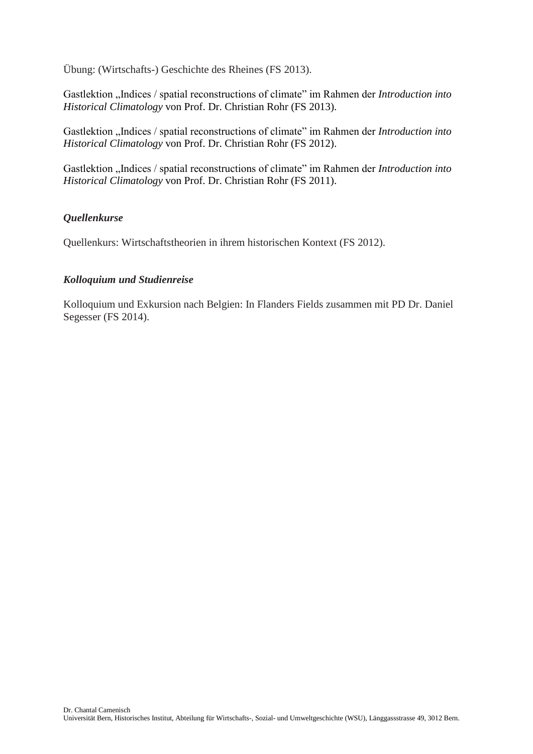Übung: (Wirtschafts-) Geschichte des Rheines (FS 2013).

Gastlektion „Indices / spatial reconstructions of climate" im Rahmen der *Introduction into Historical Climatology* von Prof. Dr. Christian Rohr (FS 2013).

Gastlektion „Indices / spatial reconstructions of climate" im Rahmen der *Introduction into Historical Climatology* von Prof. Dr. Christian Rohr (FS 2012).

Gastlektion „Indices / spatial reconstructions of climate" im Rahmen der *Introduction into Historical Climatology* von Prof. Dr. Christian Rohr (FS 2011).

***Quellenkurse***

Quellenkurs: Wirtschaftstheorien in ihrem historischen Kontext (FS 2012).

***Kolloquium und Studienreise***

Kolloquium und Exkursion nach Belgien: In Flanders Fields zusammen mit PD Dr. Daniel Segesser (FS 2014).